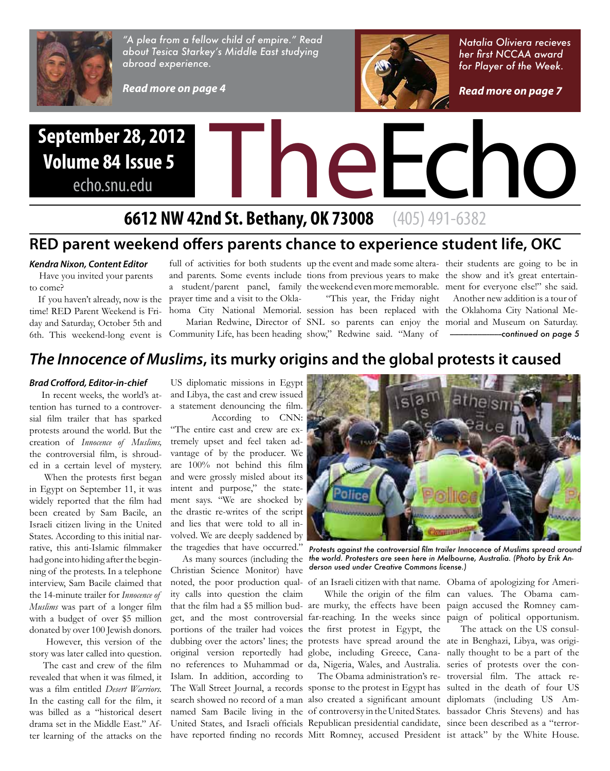"A plea from a fellow child of empire." Read about Tesica Starkey's Middle East studying abroad experience.

*Read more on page 4*

Natalia Oliviera recieves her first NCCAA award for Player of the Week.

*Read more on page 7*

**September 28, 2012**
**Volume 84 Issue 5**
echo.snu.edu

# TheEcho

**6612 NW 42nd St. Bethany, OK 73008** (405) 491-6382

## RED parent weekend offers parents chance to experience student life, OKC

***Kendra Nixon, Content Editor***

Have you invited your parents to come?

If you haven't already, now is the time! RED Parent Weekend is Friday and Saturday, October 5th and 6th. This weekend-long event is full of activities for both students and parents. Some events include a student/parent panel, family prayer time and a visit to the Oklahoma City National Memorial.

Marian Redwine, Director of Community Life, has been heading up the event and made some alterations from previous years to make the weekend even more memorable.

"This year, the Friday night session has been replaced with SNL so parents can enjoy the show," Redwine said. "Many of their students are going to be in the show and it's great entertainment for everyone else!" she said.

Another new addition is a tour of the Oklahoma City National Memorial and Museum on Saturday.

———————*continued on page 5*

## *The Innocence of Muslims*, its murky origins and the global protests it caused

***Brad Crofford, Editor-in-chief***

In recent weeks, the world's attention has turned to a controversial film trailer that has sparked protests around the world. But the creation of *Innocence of Muslims,* the controversial film, is shrouded in a certain level of mystery.

When the protests first began in Egypt on September 11, it was widely reported that the film had been created by Sam Bacile, an Israeli citizen living in the United States. According to this initial narrative, this anti-Islamic filmmaker had gone into hiding after the beginning of the protests. In a telephone interview, Sam Bacile claimed that the 14-minute trailer for *Innocence of Muslims* was part of a longer film with a budget of over $5 million donated by over 100 Jewish donors.

However, this version of the story was later called into question.

The cast and crew of the film revealed that when it was filmed, it was a film entitled *Desert Warriors.* In the casting call for the film, it was billed as a "historical desert drama set in the Middle East." After learning of the attacks on the US diplomatic missions in Egypt and Libya, the cast and crew issued a statement denouncing the film.

According to CNN: "The entire cast and crew are extremely upset and feel taken advantage of by the producer. We are 100% not behind this film and were grossly misled about its intent and purpose," the statement says. "We are shocked by the drastic re-writes of the script and lies that were told to all involved. We are deeply saddened by the tragedies that have occurred."

As many sources (including the Christian Science Monitor) have noted, the poor production quality calls into question the claim that the film had a $5 million budget, and the most controversial portions of the trailer had voices dubbing over the actors' lines; the original version reportedly had no references to Muhammad or Islam. In addition, according to The Wall Street Journal, a records search showed no record of a man named Sam Bacile living in the United States, and Israeli officials have reported finding no records of an Israeli citizen with that name.

*Protests against the controversial film trailer Innocence of Muslims spread around the world. Protesters are seen here in Melbourne, Australia. (Photo by Erik Anderson used under Creative Commons license.)*

While the origin of the film are murky, the effects have been far-reaching. In the weeks since the first protest in Egypt, the protests have spread around the globe, including Greece, Canada, Nigeria, Wales, and Australia.

The Obama administration's response to the protest in Egypt has also created a significant amount of controversy in the United States. Republican presidential candidate, Mitt Romney, accused President Obama of apologizing for American values. The Obama campaign accused the Romney campaign of political opportunism.

The attack on the US consulate in Benghazi, Libya, was originally thought to be a part of the series of protests over the controversial film. The attack resulted in the death of four US diplomats (including US Ambassador Chris Stevens) and has since been described as a "terrorist attack" by the White House.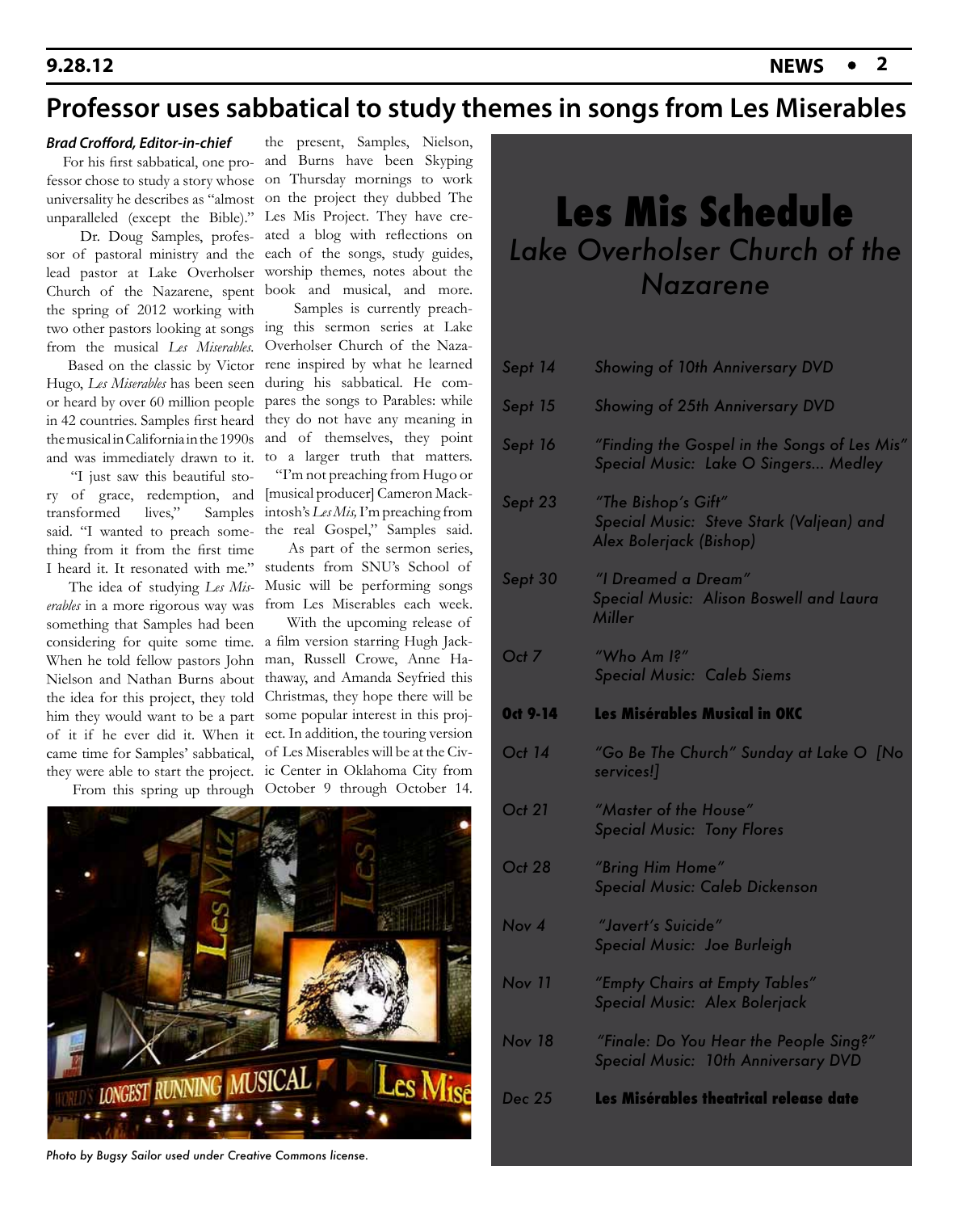# Professor uses sabbatical to study themes in songs from Les Miserables

***Brad Crofford, Editor-in-chief***

For his first sabbatical, one professor chose to study a story whose universality he describes as "almost unparalleled (except the Bible)."

Dr. Doug Samples, professor of pastoral ministry and the lead pastor at Lake Overholser Church of the Nazarene, spent the spring of 2012 working with two other pastors looking at songs from the musical *Les Miserables.*

Based on the classic by Victor Hugo, *Les Miserables* has been seen or heard by over 60 million people in 42 countries. Samples first heard the musical in California in the 1990s and was immediately drawn to it.

"I just saw this beautiful story of grace, redemption, and transformed lives," Samples said. "I wanted to preach something from it from the first time I heard it. It resonated with me."

The idea of studying *Les Miserables* in a more rigorous way was something that Samples had been considering for quite some time. When he told fellow pastors John Nielson and Nathan Burns about the idea for this project, they told him they would want to be a part of it if he ever did it. When it came time for Samples' sabbatical, they were able to start the project.

From this spring up through the present, Samples, Nielson, and Burns have been Skyping on Thursday mornings to work on the project they dubbed The Les Mis Project. They have created a blog with reflections on each of the songs, study guides, worship themes, notes about the book and musical, and more.

Samples is currently preaching this sermon series at Lake Overholser Church of the Nazarene inspired by what he learned during his sabbatical. He compares the songs to Parables: while they do not have any meaning in and of themselves, they point to a larger truth that matters.

"I'm not preaching from Hugo or [musical producer] Cameron Mackintosh's *Les Mis,* I'm preaching from the real Gospel," Samples said.

As part of the sermon series, students from SNU's School of Music will be performing songs from Les Miserables each week.

With the upcoming release of a film version starring Hugh Jackman, Russell Crowe, Anne Hathaway, and Amanda Seyfried this Christmas, they hope there will be some popular interest in this project. In addition, the touring version of Les Miserables will be at the Civic Center in Oklahoma City from October 9 through October 14.

*Photo by Bugsy Sailor used under Creative Commons license.*

## Les Mis Schedule

*Lake Overholser Church of the Nazarene*

| Date | Event |
|---|---|
| *Sept 14* | *Showing of 10th Anniversary DVD* |
| *Sept 15* | *Showing of 25th Anniversary DVD* |
| *Sept 16* | *"Finding the Gospel in the Songs of Les Mis"* *Special Music: Lake O Singers... Medley* |
| *Sept 23* | *"The Bishop's Gift"* *Special Music: Steve Stark (Valjean) and Alex Bolerjack (Bishop)* |
| *Sept 30* | *"I Dreamed a Dream"* *Special Music: Alison Boswell and Laura Miller* |
| *Oct 7* | *"Who Am I?"* *Special Music: Caleb Siems* |
| **Oct 9-14** | **Les Misérables Musical in OKC** |
| *Oct 14* | *"Go Be The Church" Sunday at Lake O [No services!]* |
| *Oct 21* | *"Master of the House"* *Special Music: Tony Flores* |
| *Oct 28* | *"Bring Him Home"* *Special Music: Caleb Dickenson* |
| *Nov 4* | *"Javert's Suicide"* *Special Music: Joe Burleigh* |
| *Nov 11* | *"Empty Chairs at Empty Tables"* *Special Music: Alex Bolerjack* |
| *Nov 18* | *"Finale: Do You Hear the People Sing?"* *Special Music: 10th Anniversary DVD* |
| *Dec 25* | **Les Misérables theatrical release date** |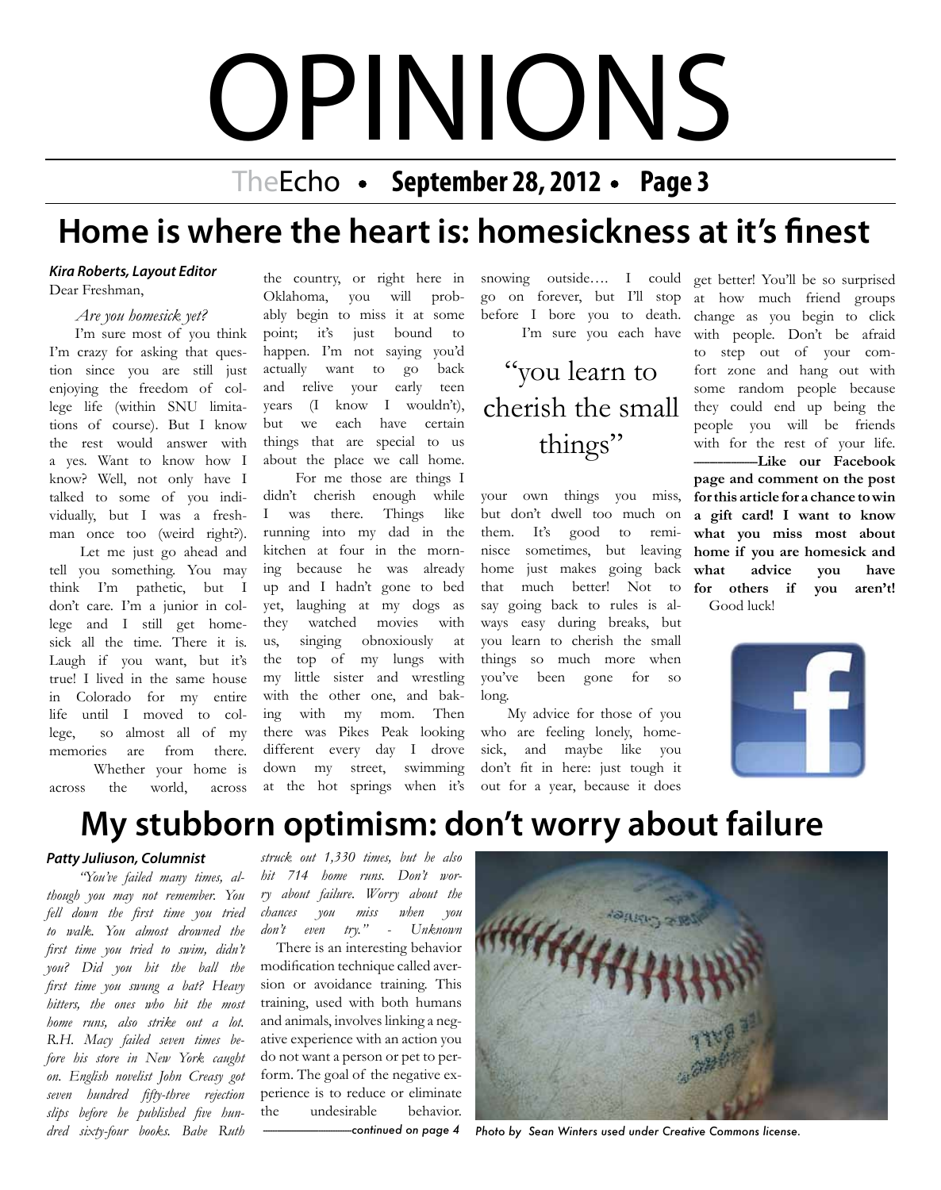# OPINIONS

## Home is where the heart is: homesickness at it's finest

***Kira Roberts, Layout Editor***

Dear Freshman,

*Are you homesick yet?*

I'm sure most of you think I'm crazy for asking that question since you are still just enjoying the freedom of college life (within SNU limitations of course). But I know the rest would answer with a yes. Want to know how I know? Well, not only have I talked to some of you individually, but I was a freshman once too (weird right?).

Let me just go ahead and tell you something. You may think I'm pathetic, but I don't care. I'm a junior in college and I still get homesick all the time. There it is. Laugh if you want, but it's true! I lived in the same house in Colorado for my entire life until I moved to college, so almost all of my memories are from there.

Whether your home is across the world, across the country, or right here in Oklahoma, you will probably begin to miss it at some point; it's just bound to happen. I'm not saying you'd actually want to go back and relive your early teen years (I know I wouldn't), but we each have certain things that are special to us about the place we call home.

For me those are things I didn't cherish enough while I was there. Things like running into my dad in the kitchen at four in the morning because he was already up and I hadn't gone to bed yet, laughing at my dogs as they watched movies with us, singing obnoxiously at the top of my lungs with my little sister and wrestling with the other one, and baking with my mom. Then there was Pikes Peak looking different every day I drove down my street, swimming at the hot springs when it's snowing outside…. I could go on forever, but I'll stop before I bore you to death.

I'm sure you each have your own things you miss, but don't dwell too much on them. It's good to reminisce sometimes, but leaving home just makes going back that much better! Not to say going back to rules is always easy during breaks, but you learn to cherish the small things so much more when you've been gone for so long.

> "you learn to cherish the small things"

My advice for those of you who are feeling lonely, homesick, and maybe like you don't fit in here: just tough it out for a year, because it does get better! You'll be so surprised at how much friend groups change as you begin to click with people. Don't be afraid to step out of your comfort zone and hang out with some random people because they could end up being the people you will be friends with for the rest of your life.

**——–Like our Facebook page and comment on the post for this article for a chance to win a gift card! I want to know what you miss most about home if you are homesick and what advice you have for others if you aren't!**

Good luck!

## My stubborn optimism: don't worry about failure

***Patty Juliuson, Columnist***

*"You've failed many times, although you may not remember. You fell down the first time you tried to walk. You almost drowned the first time you tried to swim, didn't you? Did you hit the ball the first time you swung a bat? Heavy hitters, the ones who hit the most home runs, also strike out a lot. R.H. Macy failed seven times before his store in New York caught on. English novelist John Creasy got seven hundred fifty-three rejection slips before he published five hundred sixty-four books. Babe Ruth struck out 1,330 times, but he also hit 714 home runs. Don't worry about failure. Worry about the chances you miss when you don't even try." - Unknown*

There is an interesting behavior modification technique called aversion or avoidance training. This training, used with both humans and animals, involves linking a negative experience with an action you do not want a person or pet to perform. The goal of the negative experience is to reduce or eliminate the undesirable behavior.

*——————continued on page 4*

*Photo by Sean Winters used under Creative Commons license.*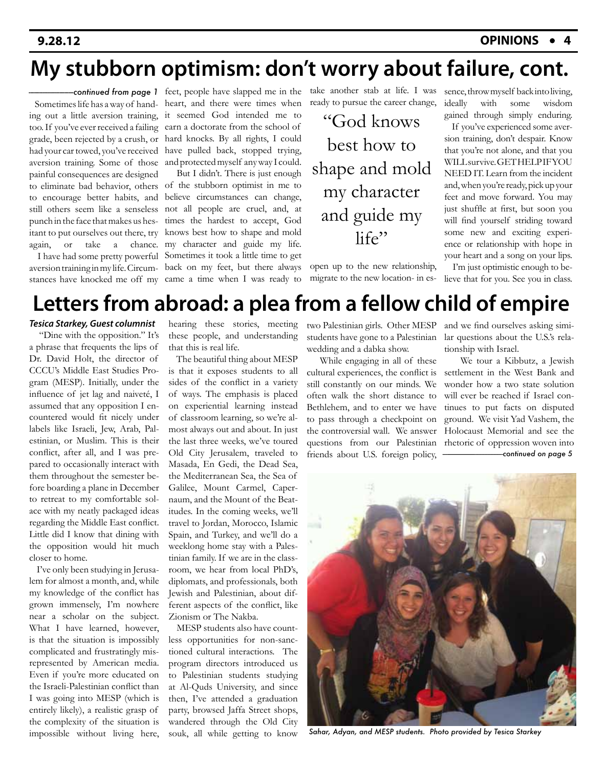# My stubborn optimism: don't worry about failure, cont.

*continued from page 1*

Sometimes life has a way of handing out a little aversion training, too. If you've ever received a failing grade, been rejected by a crush, or had your car towed, you've received aversion training. Some of those painful consequences are designed to eliminate bad behavior, others to encourage better habits, and still others seem like a senseless punch in the face that makes us hesitant to put ourselves out there, try again, or take a chance.

I have had some pretty powerful aversion training in my life. Circumstances have knocked me off my feet, people have slapped me in the heart, and there were times when it seemed God intended me to earn a doctorate from the school of hard knocks. By all rights, I could have pulled back, stopped trying, and protected myself any way I could.

But I didn't. There is just enough of the stubborn optimist in me to believe circumstances can change, not all people are cruel, and, at times the hardest to accept, God knows best how to shape and mold my character and guide my life. Sometimes it took a little time to get back on my feet, but there always came a time when I was ready to take another stab at life. I was ready to pursue the career change, open up to the new relationship, migrate to the new location- in essence, throw myself back into living, ideally with some wisdom gained through simply enduring.

> "God knows best how to shape and mold my character and guide my life"

If you've experienced some aversion training, don't despair. Know that you're not alone, and that you WILL survive. GET HELP IF YOU NEED IT. Learn from the incident and, when you're ready, pick up your feet and move forward. You may just shuffle at first, but soon you will find yourself striding toward some new and exciting experience or relationship with hope in your heart and a song on your lips.

I'm just optimistic enough to believe that for you. See you in class.

# Letters from abroad: a plea from a fellow child of empire

***Tesica Starkey, Guest columnist***

"Dine with the opposition." It's a phrase that frequents the lips of Dr. David Holt, the director of CCCU's Middle East Studies Program (MESP). Initially, under the influence of jet lag and naiveté, I assumed that any opposition I encountered would fit nicely under labels like Israeli, Jew, Arab, Palestinian, or Muslim. This is their conflict, after all, and I was prepared to occasionally interact with them throughout the semester before boarding a plane in December to retreat to my comfortable solace with my neatly packaged ideas regarding the Middle East conflict. Little did I know that dining with the opposition would hit much closer to home.

I've only been studying in Jerusalem for almost a month, and, while my knowledge of the conflict has grown immensely, I'm nowhere near a scholar on the subject. What I have learned, however, is that the situation is impossibly complicated and frustratingly misrepresented by American media. Even if you're more educated on the Israeli-Palestinian conflict than I was going into MESP (which is entirely likely), a realistic grasp of the complexity of the situation is impossible without living here, hearing these stories, meeting these people, and understanding that this is real life.

The beautiful thing about MESP is that it exposes students to all sides of the conflict in a variety of ways. The emphasis is placed on experiential learning instead of classroom learning, so we're almost always out and about. In just the last three weeks, we've toured Old City Jerusalem, traveled to Masada, En Gedi, the Dead Sea, the Mediterranean Sea, the Sea of Galilee, Mount Carmel, Capernaum, and the Mount of the Beatitudes. In the coming weeks, we'll travel to Jordan, Morocco, Islamic Spain, and Turkey, and we'll do a weeklong home stay with a Palestinian family. If we are in the classroom, we hear from local PhD's, diplomats, and professionals, both Jewish and Palestinian, about different aspects of the conflict, like Zionism or The Nakba.

MESP students also have countless opportunities for non-sanctioned cultural interactions. The program directors introduced us to Palestinian students studying at Al-Quds University, and since then, I've attended a graduation party, browsed Jaffa Street shops, wandered through the Old City souk, all while getting to know two Palestinian girls. Other MESP students have gone to a Palestinian wedding and a dabka show.

While engaging in all of these cultural experiences, the conflict is still constantly on our minds. We often walk the short distance to Bethlehem, and to enter we have to pass through a checkpoint on the controversial wall. We answer questions from our Palestinian friends about U.S. foreign policy, and we find ourselves asking similar questions about the U.S.'s relationship with Israel.

We tour a Kibbutz, a Jewish settlement in the West Bank and wonder how a two state solution will ever be reached if Israel continues to put facts on disputed ground. We visit Yad Vashem, the Holocaust Memorial and see the rhetoric of oppression woven into

*continued on page 5*

*Sahar, Adyan, and MESP students. Photo provided by Tesica Starkey*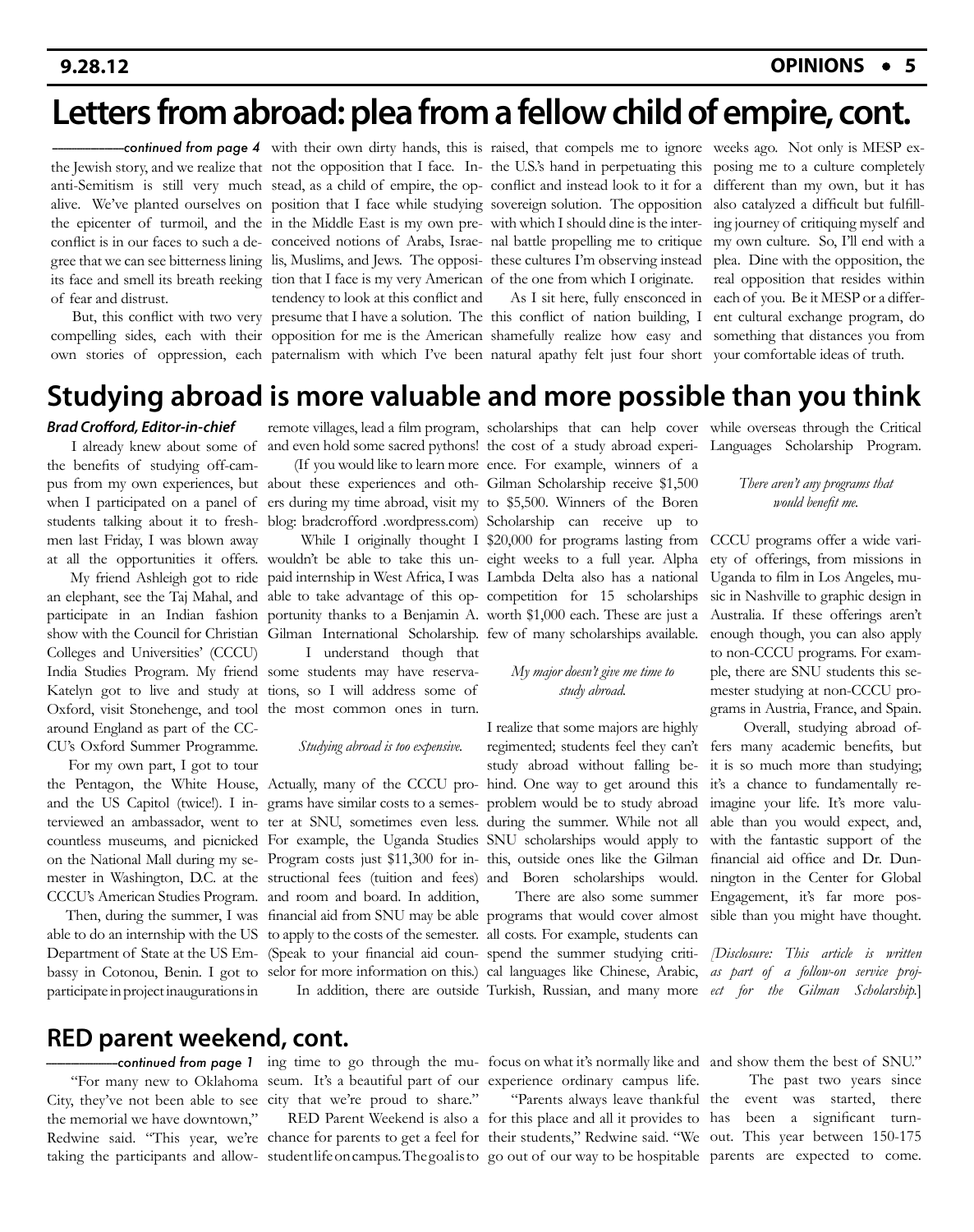# Letters from abroad: plea from a fellow child of empire, cont.

*———continued from page 4*

the Jewish story, and we realize that anti-Semitism is still very much alive. We've planted ourselves on the epicenter of turmoil, and the conflict is in our faces to such a degree that we can see bitterness lining its face and smell its breath reeking of fear and distrust.

But, this conflict with two very compelling sides, each with their own stories of oppression, each with their own dirty hands, this is not the opposition that I face. Instead, as a child of empire, the opposition that I face while studying in the Middle East is my own preconceived notions of Arabs, Israelis, Muslims, and Jews. The opposition that I face is my very American tendency to look at this conflict and presume that I have a solution. The opposition for me is the American paternalism with which I've been raised, that compels me to ignore the U.S.'s hand in perpetuating this conflict and instead look to it for a sovereign solution. The opposition with which I should dine is the internal battle propelling me to critique these cultures I'm observing instead of the one from which I originate.

As I sit here, fully ensconced in this conflict of nation building, I shamefully realize how easy and natural apathy felt just four short weeks ago. Not only is MESP exposing me to a culture completely different than my own, but it has also catalyzed a difficult but fulfilling journey of critiquing myself and my own culture. So, I'll end with a plea. Dine with the opposition, the real opposition that resides within each of you. Be it MESP or a different cultural exchange program, do something that distances you from your comfortable ideas of truth.

## Studying abroad is more valuable and more possible than you think

***Brad Crofford, Editor-in-chief***

I already knew about some of the benefits of studying off-campus from my own experiences, but when I participated on a panel of students talking about it to freshmen last Friday, I was blown away at all the opportunities it offers.

My friend Ashleigh got to ride an elephant, see the Taj Mahal, and participate in an Indian fashion show with the Council for Christian Colleges and Universities' (CCCU) India Studies Program. My friend Katelyn got to live and study at Oxford, visit Stonehenge, and tool around England as part of the CCCU's Oxford Summer Programme.

For my own part, I got to tour the Pentagon, the White House, and the US Capitol (twice!). I interviewed an ambassador, went to countless museums, and picnicked on the National Mall during my semester in Washington, D.C. at the CCCU's American Studies Program.

Then, during the summer, I was able to do an internship with the US Department of State at the US Embassy in Cotonou, Benin. I got to participate in project inaugurations in remote villages, lead a film program, and even hold some sacred pythons!

(If you would like to learn more about these experiences and others during my time abroad, visit my blog: bradcrofford .wordpress.com)

While I originally thought I wouldn't be able to take this unpaid internship in West Africa, I was able to take advantage of this opportunity thanks to a Benjamin A. Gilman International Scholarship.

I understand though that some students may have reservations, so I will address some of the most common ones in turn.

*Studying abroad is too expensive.*

Actually, many of the CCCU programs have similar costs to a semester at SNU, sometimes even less. For example, the Uganda Studies Program costs just $11,300 for instructional fees (tuition and fees) and room and board. In addition, financial aid from SNU may be able to apply to the costs of the semester. (Speak to your financial aid counselor for more information on this.)

In addition, there are outside scholarships that can help cover the cost of a study abroad experience. For example, winners of a Gilman Scholarship receive $1,500 to $5,500. Winners of the Boren Scholarship can receive up to $20,000 for programs lasting from eight weeks to a full year. Alpha Lambda Delta also has a national competition for 15 scholarships worth $1,000 each. These are just a few of many scholarships available.

*My major doesn't give me time to study abroad.*

I realize that some majors are highly regimented; students feel they can't study abroad without falling behind. One way to get around this problem would be to study abroad during the summer. While not all SNU scholarships would apply to this, outside ones like the Gilman and Boren scholarships would.

There are also some summer programs that would cover almost all costs. For example, students can spend the summer studying critical languages like Chinese, Arabic, Turkish, Russian, and many more while overseas through the Critical Languages Scholarship Program.

*There aren't any programs that would benefit me.*

CCCU programs offer a wide variety of offerings, from missions in Uganda to film in Los Angeles, music in Nashville to graphic design in Australia. If these offerings aren't enough though, you can also apply to non-CCCU programs. For example, there are SNU students this semester studying at non-CCCU programs in Austria, France, and Spain.

Overall, studying abroad offers many academic benefits, but it is so much more than studying; it's a chance to fundamentally reimagine your life. It's more valuable than you would expect, and, with the fantastic support of the financial aid office and Dr. Dunnington in the Center for Global Engagement, it's far more possible than you might have thought.

*[Disclosure: This article is written as part of a follow-on service project for the Gilman Scholarship.]*

## RED parent weekend, cont.

*———continued from page 1*

"For many new to Oklahoma City, they've not been able to see the memorial we have downtown," Redwine said. "This year, we're taking the participants and allowing time to go through the museum. It's a beautiful part of our city that we're proud to share."

RED Parent Weekend is also a chance for parents to get a feel for student life on campus. The goal is to focus on what it's normally like and experience ordinary campus life.

"Parents always leave thankful for this place and all it provides to their students," Redwine said. "We go out of our way to be hospitable and show them the best of SNU."

The past two years since the event was started, there has been a significant turnout. This year between 150-175 parents are expected to come.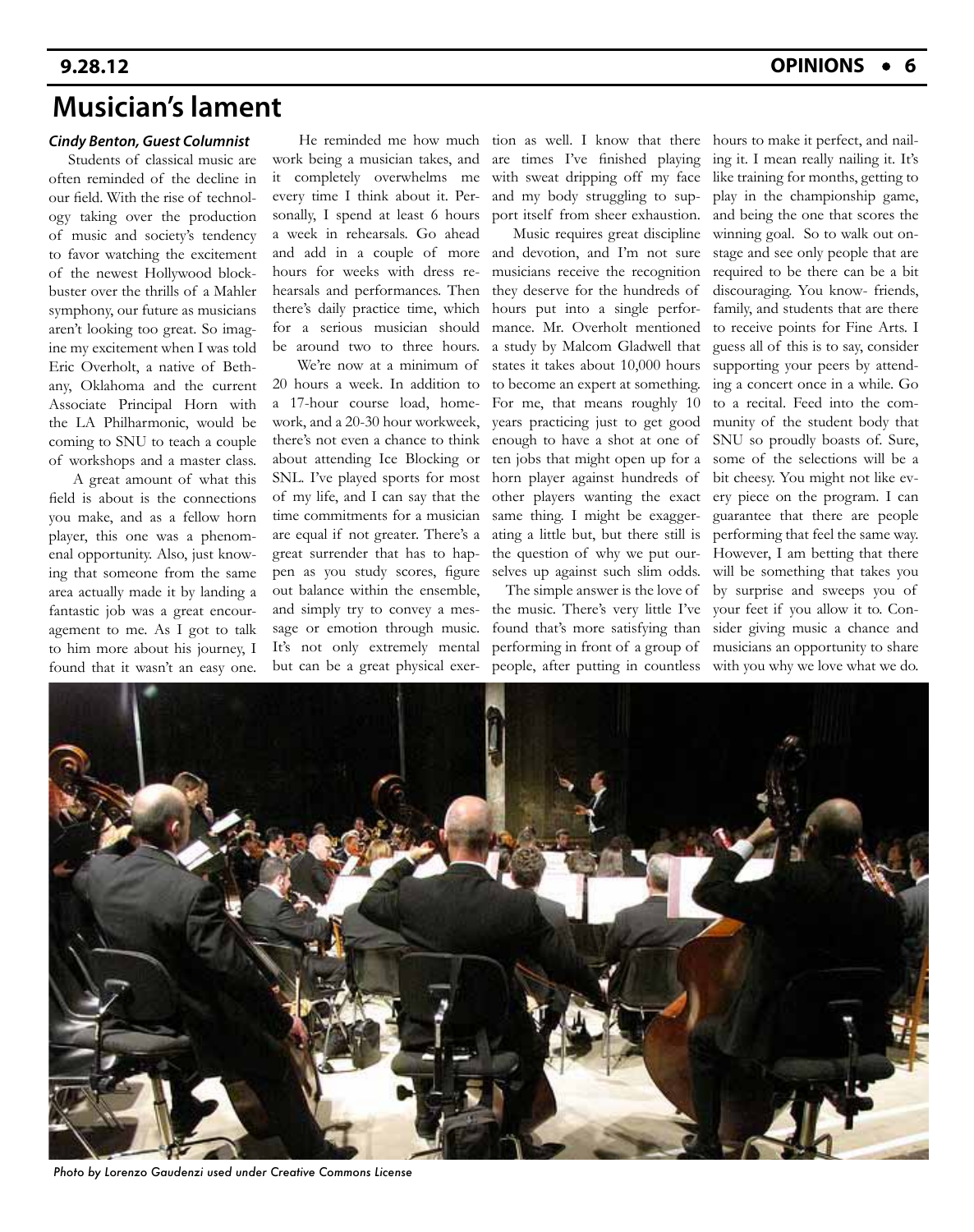# Musician's lament

***Cindy Benton, Guest Columnist***

Students of classical music are often reminded of the decline in our field. With the rise of technology taking over the production of music and society's tendency to favor watching the excitement of the newest Hollywood blockbuster over the thrills of a Mahler symphony, our future as musicians aren't looking too great. So imagine my excitement when I was told Eric Overholt, a native of Bethany, Oklahoma and the current Associate Principal Horn with the LA Philharmonic, would be coming to SNU to teach a couple of workshops and a master class.

A great amount of what this field is about is the connections you make, and as a fellow horn player, this one was a phenomenal opportunity. Also, just knowing that someone from the same area actually made it by landing a fantastic job was a great encouragement to me. As I got to talk to him more about his journey, I found that it wasn't an easy one.

He reminded me how much work being a musician takes, and it completely overwhelms me every time I think about it. Personally, I spend at least 6 hours a week in rehearsals. Go ahead and add in a couple of more hours for weeks with dress rehearsals and performances. Then there's daily practice time, which for a serious musician should be around two to three hours.

We're now at a minimum of 20 hours a week. In addition to a 17-hour course load, homework, and a 20-30 hour workweek, there's not even a chance to think about attending Ice Blocking or SNL. I've played sports for most of my life, and I can say that the time commitments for a musician are equal if not greater. There's a great surrender that has to happen as you study scores, figure out balance within the ensemble, and simply try to convey a message or emotion through music. It's not only extremely mental but can be a great physical exertion as well. I know that there are times I've finished playing with sweat dripping off my face and my body struggling to support itself from sheer exhaustion.

Music requires great discipline and devotion, and I'm not sure musicians receive the recognition they deserve for the hundreds of hours put into a single performance. Mr. Overholt mentioned a study by Malcom Gladwell that states it takes about 10,000 hours to become an expert at something. For me, that means roughly 10 years practicing just to get good enough to have a shot at one of ten jobs that might open up for a horn player against hundreds of other players wanting the exact same thing. I might be exaggerating a little but, but there still is the question of why we put ourselves up against such slim odds.

The simple answer is the love of the music. There's very little I've found that's more satisfying than performing in front of a group of people, after putting in countless hours to make it perfect, and nailing it. I mean really nailing it. It's like training for months, getting to play in the championship game, and being the one that scores the winning goal. So to walk out onstage and see only people that are required to be there can be a bit discouraging. You know- friends, family, and students that are there to receive points for Fine Arts. I guess all of this is to say, consider supporting your peers by attending a concert once in a while. Go to a recital. Feed into the community of the student body that SNU so proudly boasts of. Sure, some of the selections will be a bit cheesy. You might not like every piece on the program. I can guarantee that there are people performing that feel the same way. However, I am betting that there will be something that takes you by surprise and sweeps you of your feet if you allow it to. Consider giving music a chance and musicians an opportunity to share with you why we love what we do.

*Photo by Lorenzo Gaudenzi used under Creative Commons License*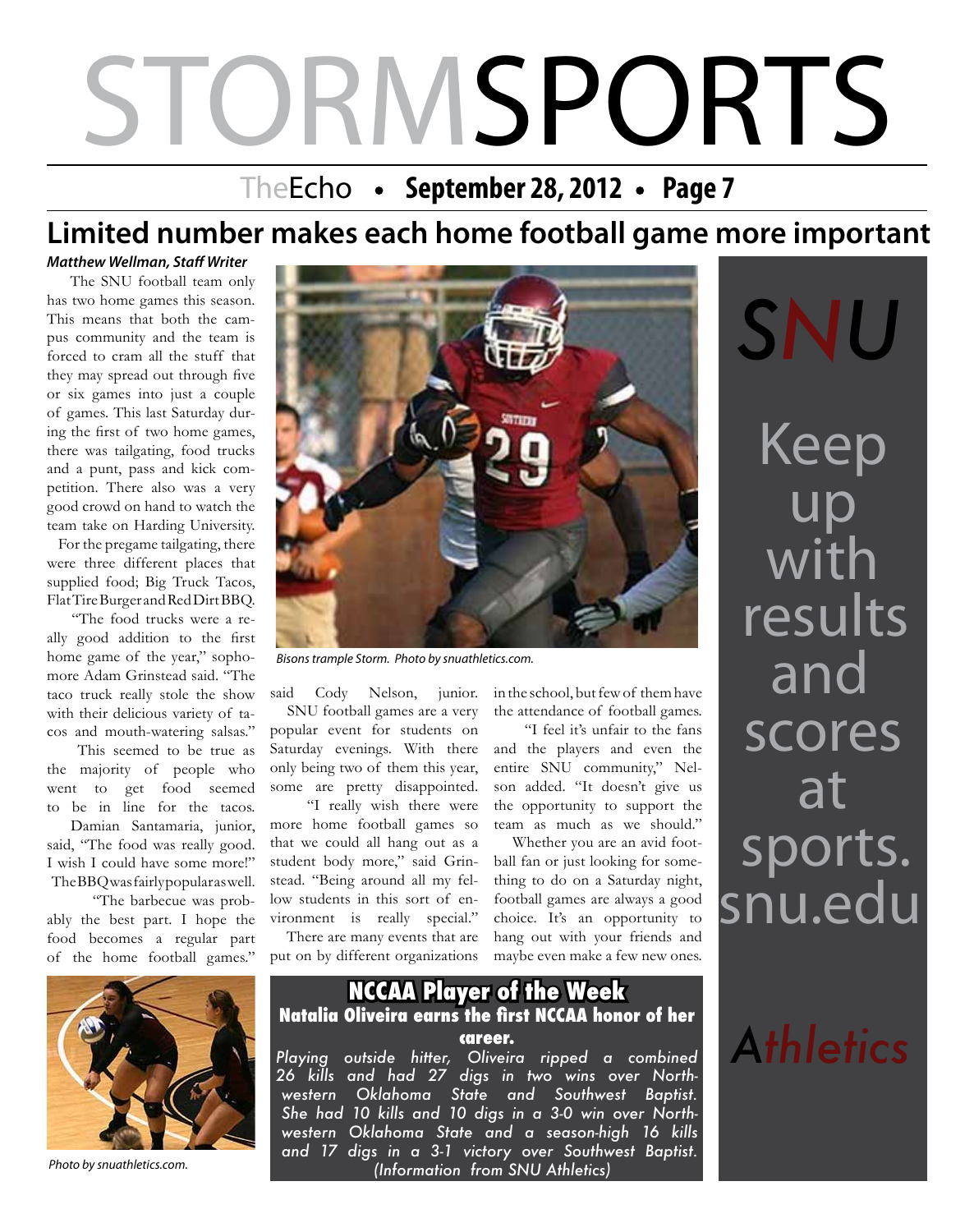# STORMSPORTS

## Limited number makes each home football game more important

***Matthew Wellman, Staff Writer***

The SNU football team only has two home games this season. This means that both the campus community and the team is forced to cram all the stuff that they may spread out through five or six games into just a couple of games. This last Saturday during the first of two home games, there was tailgating, food trucks and a punt, pass and kick competition. There also was a very good crowd on hand to watch the team take on Harding University.

For the pregame tailgating, there were three different places that supplied food; Big Truck Tacos, Flat Tire Burger and Red Dirt BBQ.

"The food trucks were a really good addition to the first home game of the year," sophomore Adam Grinstead said. "The taco truck really stole the show with their delicious variety of tacos and mouth-watering salsas."

This seemed to be true as the majority of people who went to get food seemed to be in line for the tacos.

Damian Santamaria, junior, said, "The food was really good. I wish I could have some more!"

The BBQ was fairly popular as well.

"The barbecue was probably the best part. I hope the food becomes a regular part of the home football games." said Cody Nelson, junior.

SNU football games are a very popular event for students on Saturday evenings. With there only being two of them this year, some are pretty disappointed.

"I really wish there were more home football games so that we could all hang out as a student body more," said Grinstead. "Being around all my fellow students in this sort of environment is really special."

There are many events that are put on by different organizations in the school, but few of them have the attendance of football games.

"I feel it's unfair to the fans and the players and even the entire SNU community," Nelson added. "It doesn't give us the opportunity to support the team as much as we should."

Whether you are an avid football fan or just looking for something to do on a Saturday night, football games are always a good choice. It's an opportunity to hang out with your friends and maybe even make a few new ones.

*Bisons trample Storm. Photo by snuathletics.com.*

**SNU**

Keep up with results and scores at sports.snu.edu

*Athletics*

## NCCAA Player of the Week

### Natalia Oliveira earns the first NCCAA honor of her career.

*Playing outside hitter, Oliveira ripped a combined 26 kills and had 27 digs in two wins over Northwestern Oklahoma State and Southwest Baptist. She had 10 kills and 10 digs in a 3-0 win over Northwestern Oklahoma State and a season-high 16 kills and 17 digs in a 3-1 victory over Southwest Baptist. (Information from SNU Athletics)*

*Photo by snuathletics.com.*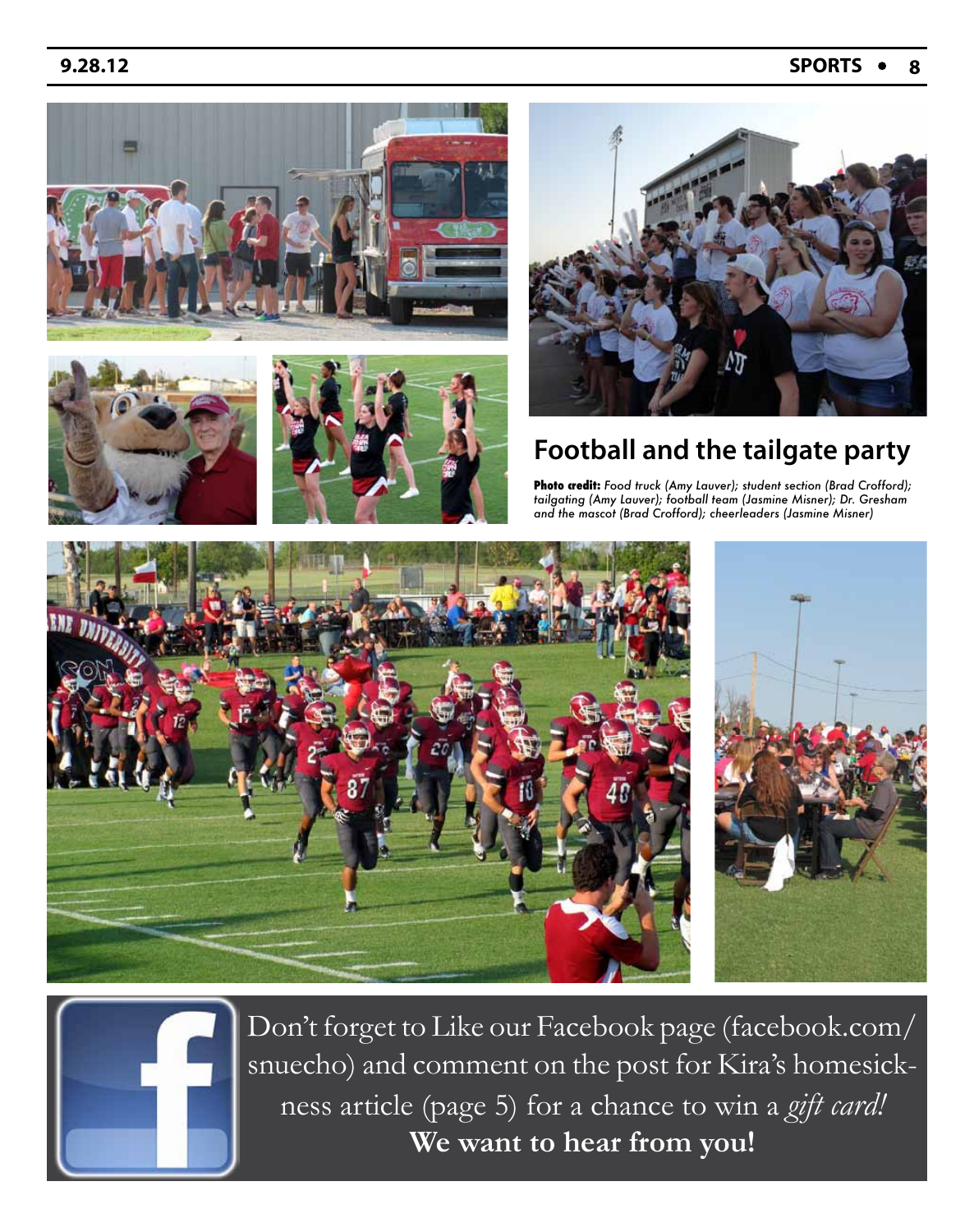## Football and the tailgate party

**Photo credit:** *Food truck (Amy Lauver); student section (Brad Crofford); tailgating (Amy Lauver); football team (Jasmine Misner); Dr. Gresham and the mascot (Brad Crofford); cheerleaders (Jasmine Misner)*

Don't forget to Like our Facebook page (facebook.com/snuecho) and comment on the post for Kira's homesickness article (page 5) for a chance to win a *gift card!*

**We want to hear from you!**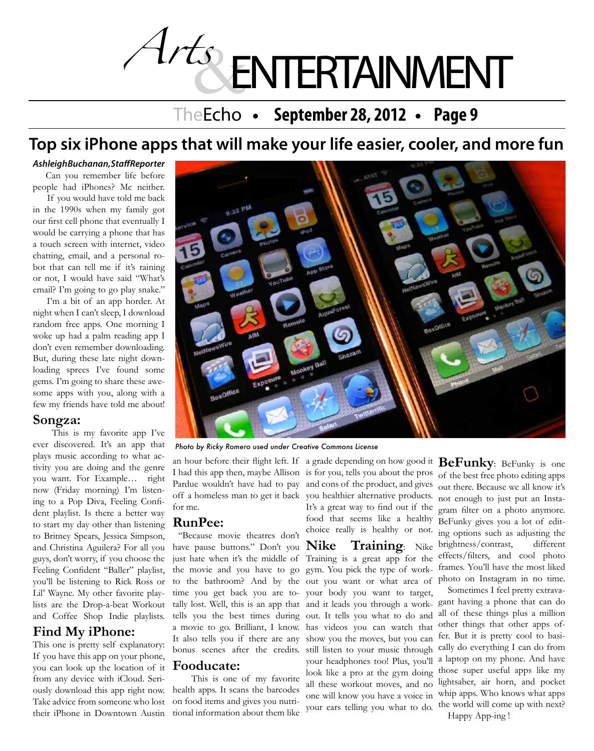# Top six iPhone apps that will make your life easier, cooler, and more fun

***AshleighBuchanan,StaffReporter***

Can you remember life before people had iPhones? Me neither.

If you would have told me back in the 1990s when my family got our first cell phone that eventually I would be carrying a phone that has a touch screen with internet, video chatting, email, and a personal robot that can tell me if it's raining or not, I would have said "What's email? I'm going to go play snake."

I'm a bit of an app horder. At night when I can't sleep, I download random free apps. One morning I woke up had a palm reading app I don't even remember downloading. But, during these late night downloading sprees I've found some gems. I'm going to share these awesome apps with you, along with a few my friends have told me about!

## Songza:

This is my favorite app I've ever discovered. It's an app that plays music according to what activity you are doing and the genre you want. For Example… right now (Friday morning) I'm listening to a Pop Diva, Feeling Confident playlist. Is there a better way to start my day other than listening to Britney Spears, Jessica Simpson, and Christina Aguilera? For all you guys, don't worry, if you choose the Feeling Confident "Baller" playlist, you'll be listening to Rick Ross or Lil' Wayne. My other favorite playlists are the Drop-a-beat Workout and Coffee Shop Indie playlists.

## Find My iPhone:

This one is pretty self explanatory: If you have this app on your phone, you can look up the location of it from any device with iCloud. Seriously download this app right now. Take advice from someone who lost their iPhone in Downtown Austin an hour before their flight left. If I had this app then, maybe Allison Pardue wouldn't have had to pay off a homeless man to get it back for me.

*Photo by Ricky Romero used under Creative Commons License*

## RunPee:

"Because movie theatres don't have pause buttons." Don't you just hate when it's the middle of the movie and you have to go to the bathroom? And by the time you get back you are totally lost. Well, this is an app that tells you the best times during a movie to go. Brilliant, I know. It also tells you if there are any bonus scenes after the credits.

## Fooducate:

This is one of my favorite health apps. It scans the barcodes on food items and gives you nutritional information about them like a grade depending on how good it is for you, tells you about the pros and cons of the product, and gives you healthier alternative products. It's a great way to find out if the food that seems like a healthy choice really is healthy or not.

**Nike Training**: Nike Training is a great app for the gym. You pick the type of workout you want or what area of your body you want to target, and it leads you through a workout. It tells you what to do and has videos you can watch that show you the moves, but you can still listen to your music through your headphones too! Plus, you'll look like a pro at the gym doing all these workout moves, and no one will know you have a voice in your ears telling you what to do.

**BeFunky**: BeFunky is one of the best free photo editing apps out there. Because we all know it's not enough to just put an Instagram filter on a photo anymore. BeFunky gives you a lot of editing options such as adjusting the brightness/contrast, different effects/filters, and cool photo frames. You'll have the most liked photo on Instagram in no time.

Sometimes I feel pretty extravagant having a phone that can do all of these things plus a million other things that other apps offer. But it is pretty cool to basically do everything I can do from a laptop on my phone. And have those super useful apps like my lightsaber, air horn, and pocket whip apps. Who knows what apps the world will come up with next?

Happy App-ing !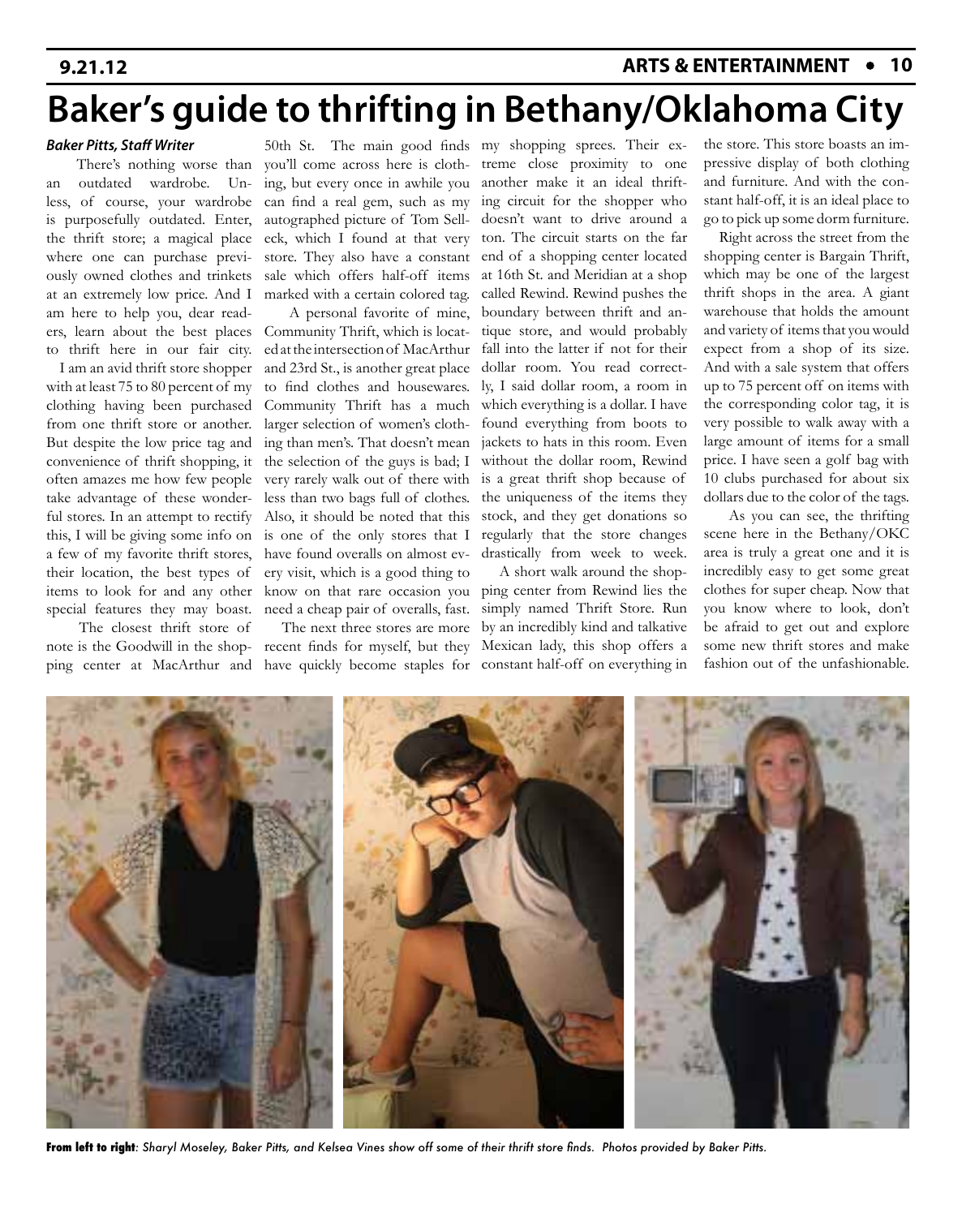# Baker's guide to thrifting in Bethany/Oklahoma City

***Baker Pitts, Staff Writer***

There's nothing worse than an outdated wardrobe. Unless, of course, your wardrobe is purposefully outdated. Enter, the thrift store; a magical place where one can purchase previously owned clothes and trinkets at an extremely low price. And I am here to help you, dear readers, learn about the best places to thrift here in our fair city.

I am an avid thrift store shopper with at least 75 to 80 percent of my clothing having been purchased from one thrift store or another. But despite the low price tag and convenience of thrift shopping, it often amazes me how few people take advantage of these wonderful stores. In an attempt to rectify this, I will be giving some info on a few of my favorite thrift stores, their location, the best types of items to look for and any other special features they may boast.

The closest thrift store of note is the Goodwill in the shopping center at MacArthur and 50th St. The main good finds you'll come across here is clothing, but every once in awhile you can find a real gem, such as my autographed picture of Tom Selleck, which I found at that very store. They also have a constant sale which offers half-off items marked with a certain colored tag.

A personal favorite of mine, Community Thrift, which is located at the intersection of MacArthur and 23rd St., is another great place to find clothes and housewares. Community Thrift has a much larger selection of women's clothing than men's. That doesn't mean the selection of the guys is bad; I very rarely walk out of there with less than two bags full of clothes. Also, it should be noted that this is one of the only stores that I have found overalls on almost every visit, which is a good thing to know on that rare occasion you need a cheap pair of overalls, fast.

The next three stores are more recent finds for myself, but they have quickly become staples for my shopping sprees. Their extreme close proximity to one another make it an ideal thrifting circuit for the shopper who doesn't want to drive around a ton. The circuit starts on the far end of a shopping center located at 16th St. and Meridian at a shop called Rewind. Rewind pushes the boundary between thrift and antique store, and would probably fall into the latter if not for their dollar room. You read correctly, I said dollar room, a room in which everything is a dollar. I have found everything from boots to jackets to hats in this room. Even without the dollar room, Rewind is a great thrift shop because of the uniqueness of the items they stock, and they get donations so regularly that the store changes drastically from week to week.

A short walk around the shopping center from Rewind lies the simply named Thrift Store. Run by an incredibly kind and talkative Mexican lady, this shop offers a constant half-off on everything in the store. This store boasts an impressive display of both clothing and furniture. And with the constant half-off, it is an ideal place to go to pick up some dorm furniture.

Right across the street from the shopping center is Bargain Thrift, which may be one of the largest thrift shops in the area. A giant warehouse that holds the amount and variety of items that you would expect from a shop of its size. And with a sale system that offers up to 75 percent off on items with the corresponding color tag, it is very possible to walk away with a large amount of items for a small price. I have seen a golf bag with 10 clubs purchased for about six dollars due to the color of the tags.

As you can see, the thrifting scene here in the Bethany/OKC area is truly a great one and it is incredibly easy to get some great clothes for super cheap. Now that you know where to look, don't be afraid to get out and explore some new thrift stores and make fashion out of the unfashionable.

**From left to right**: *Sharyl Moseley, Baker Pitts, and Kelsea Vines show off some of their thrift store finds. Photos provided by Baker Pitts.*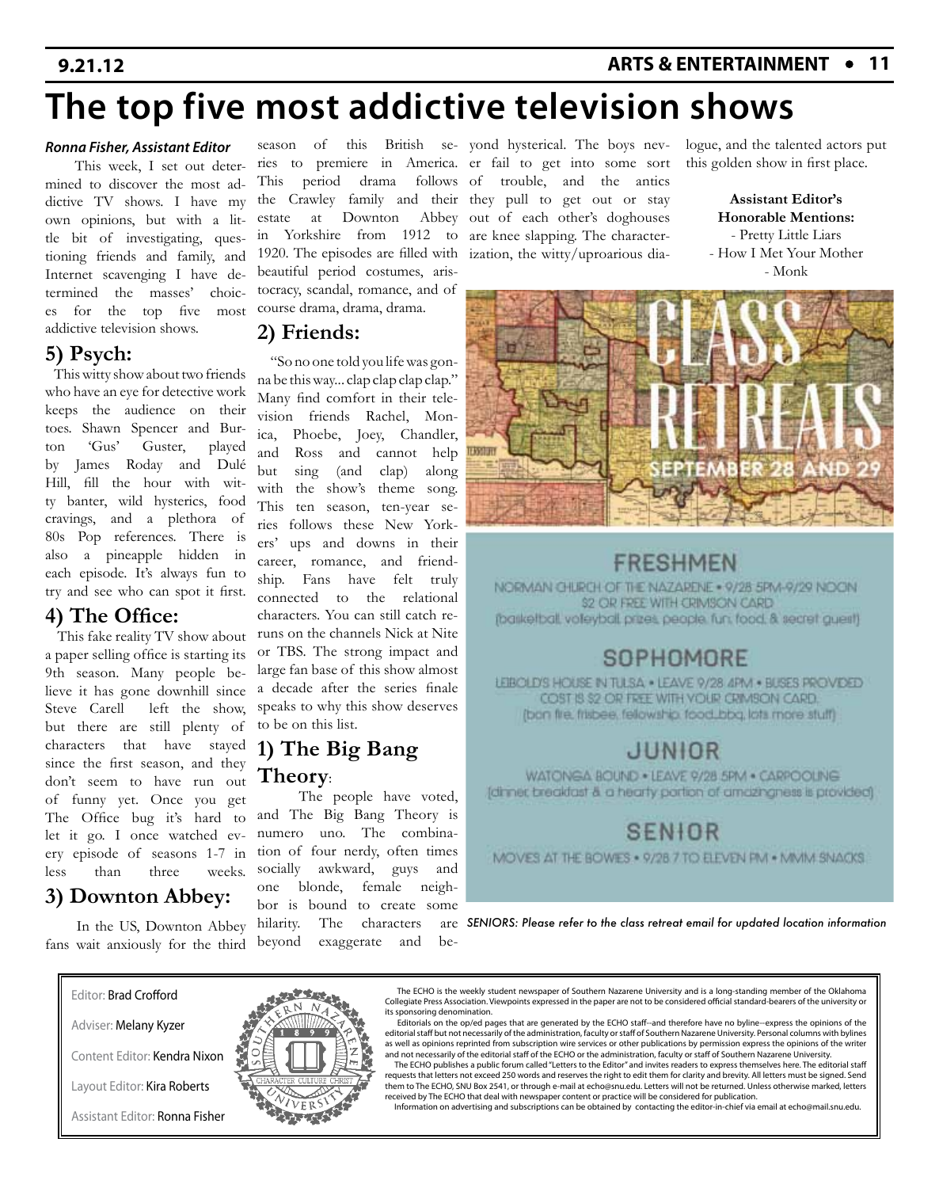# The top five most addictive television shows

***Ronna Fisher, Assistant Editor***

This week, I set out determined to discover the most addictive TV shows. I have my own opinions, but with a little bit of investigating, questioning friends and family, and Internet scavenging I have determined the masses' choices for the top five most addictive television shows.

## 5) Psych:

This witty show about two friends who have an eye for detective work keeps the audience on their toes. Shawn Spencer and Burton 'Gus' Guster, played by James Roday and Dulé Hill, fill the hour with witty banter, wild hysterics, food cravings, and a plethora of 80s Pop references. There is also a pineapple hidden in each episode. It's always fun to try and see who can spot it first.

## 4) The Office:

This fake reality TV show about a paper selling office is starting its 9th season. Many people believe it has gone downhill since Steve Carell left the show, but there are still plenty of characters that have stayed since the first season, and they don't seem to have run out of funny yet. Once you get The Office bug it's hard to let it go. I once watched every episode of seasons 1-7 in less than three weeks.

## 3) Downton Abbey:

In the US, Downton Abbey fans wait anxiously for the third season of this British series to premiere in America. This period drama follows the Crawley family and their estate at Downton Abbey in Yorkshire from 1912 to 1920. The episodes are filled with beautiful period costumes, aristocracy, scandal, romance, and of course drama, drama, drama.

## 2) Friends:

"So no one told you life was gonna be this way... clap clap clap clap." Many find comfort in their television friends Rachel, Monica, Phoebe, Joey, Chandler, and Ross and cannot help but sing (and clap) along with the show's theme song. This ten season, ten-year series follows these New Yorkers' ups and downs in their career, romance, and friendship. Fans have felt truly connected to the relational characters. You can still catch reruns on the channels Nick at Nite or TBS. The strong impact and large fan base of this show almost a decade after the series finale speaks to why this show deserves to be on this list.

## 1) The Big Bang Theory:

The people have voted, and The Big Bang Theory is numero uno. The combination of four nerdy, often times socially awkward, guys and one blonde, female neighbor is bound to create some hilarity. The characters are beyond exaggerate and beyond hysterical. The boys never fail to get into some sort of trouble, and the antics they pull to get out or stay out of each other's doghouses are knee slapping. The characterization, the witty/uproarious dialogue, and the talented actors put this golden show in first place.

**Assistant Editor's Honorable Mentions:**

- Pretty Little Liars
- How I Met Your Mother
- Monk

# CLASS RETREATS

SEPTEMBER 28 AND 29

## FRESHMEN

NORMAN CHURCH OF THE NAZARENE • 9/28 5PM-9/29 NOON
$2 OR FREE WITH CRIMSON CARD
(basketball, volleyball, prizes, people, fun, food, & secret guest)

## SOPHOMORE

LEIBOLD'S HOUSE IN TULSA • LEAVE 9/28 4PM • BUSES PROVIDED
COST IS $2 OR FREE WITH YOUR CRIMSON CARD.
(bon fire, frisbee, fellowship, food..bbq, lots more stuff)

## JUNIOR

WATONGA BOUND • LEAVE 9/28 5PM • CARPOOLING
(dinner, breakfast & a hearty portion of amazingness is provided)

## SENIOR

MOVIES AT THE BOWIES • 9/28 7 TO ELEVEN PM • MMM SNACKS

*SENIORS: Please refer to the class retreat email for updated location information*

Editor: Brad Crofford

Adviser: Melany Kyzer

Content Editor: Kendra Nixon

Layout Editor: Kira Roberts

Assistant Editor: Ronna Fisher

The ECHO is the weekly student newspaper of Southern Nazarene University and is a long-standing member of the Oklahoma Collegiate Press Association. Viewpoints expressed in the paper are not to be considered official standard-bearers of the university or its sponsoring denomination.

Editorials on the op/ed pages that are generated by the ECHO staff--and therefore have no byline--express the opinions of the editorial staff but not necessarily of the administration, faculty or staff of Southern Nazarene University. Personal columns with bylines as well as opinions reprinted from subscription wire services or other publications by permission express the opinions of the writer and not necessarily of the editorial staff of the ECHO or the administration, faculty or staff of Southern Nazarene University.

The ECHO publishes a public forum called "Letters to the Editor" and invites readers to express themselves here. The editorial staff requests that letters not exceed 250 words and reserves the right to edit them for clarity and brevity. All letters must be signed. Send them to The ECHO, SNU Box 2541, or through e-mail at echo@snu.edu. Letters will not be returned. Unless otherwise marked, letters received by The ECHO that deal with newspaper content or practice will be considered for publication.

Information on advertising and subscriptions can be obtained by contacting the editor-in-chief via email at echo@mail.snu.edu.